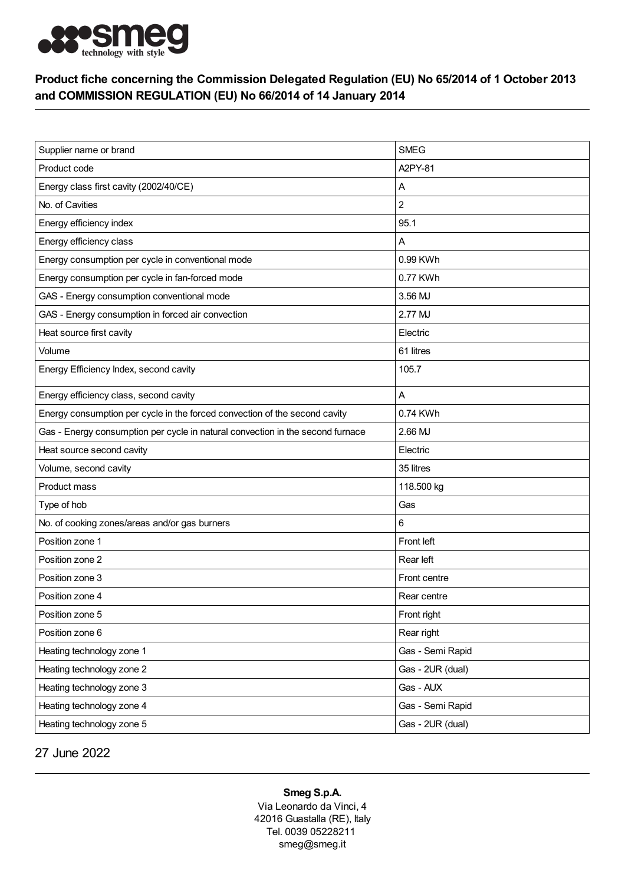**Product fiche concerning the Commission Delegated Regulation (EU) No 65/2014 of 1 October 2013 and COMMISSION REGULATION (EU) No 66/2014 of 14 January 2014**

| Supplier name or brand | SMEG |
|---|---|
| Product code | A2PY-81 |
| Energy class first cavity (2002/40/CE) | A |
| No. of Cavities | 2 |
| Energy efficiency index | 95.1 |
| Energy efficiency class | A |
| Energy consumption per cycle in conventional mode | 0.99 KWh |
| Energy consumption per cycle in fan-forced mode | 0.77 KWh |
| GAS - Energy consumption conventional mode | 3.56 MJ |
| GAS - Energy consumption in forced air convection | 2.77 MJ |
| Heat source first cavity | Electric |
| Volume | 61 litres |
| Energy Efficiency Index, second cavity | 105.7 |
| Energy efficiency class, second cavity | A |
| Energy consumption per cycle in the forced convection of the second cavity | 0.74 KWh |
| Gas - Energy consumption per cycle in natural convection in the second furnace | 2.66 MJ |
| Heat source second cavity | Electric |
| Volume, second cavity | 35 litres |
| Product mass | 118.500 kg |
| Type of hob | Gas |
| No. of cooking zones/areas and/or gas burners | 6 |
| Position zone 1 | Front left |
| Position zone 2 | Rear left |
| Position zone 3 | Front centre |
| Position zone 4 | Rear centre |
| Position zone 5 | Front right |
| Position zone 6 | Rear right |
| Heating technology zone 1 | Gas - Semi Rapid |
| Heating technology zone 2 | Gas - 2UR (dual) |
| Heating technology zone 3 | Gas - AUX |
| Heating technology zone 4 | Gas - Semi Rapid |
| Heating technology zone 5 | Gas - 2UR (dual) |

27 June 2022

**Smeg S.p.A.**
Via Leonardo da Vinci, 4
42016 Guastalla (RE), Italy
Tel. 0039 05228211
smeg@smeg.it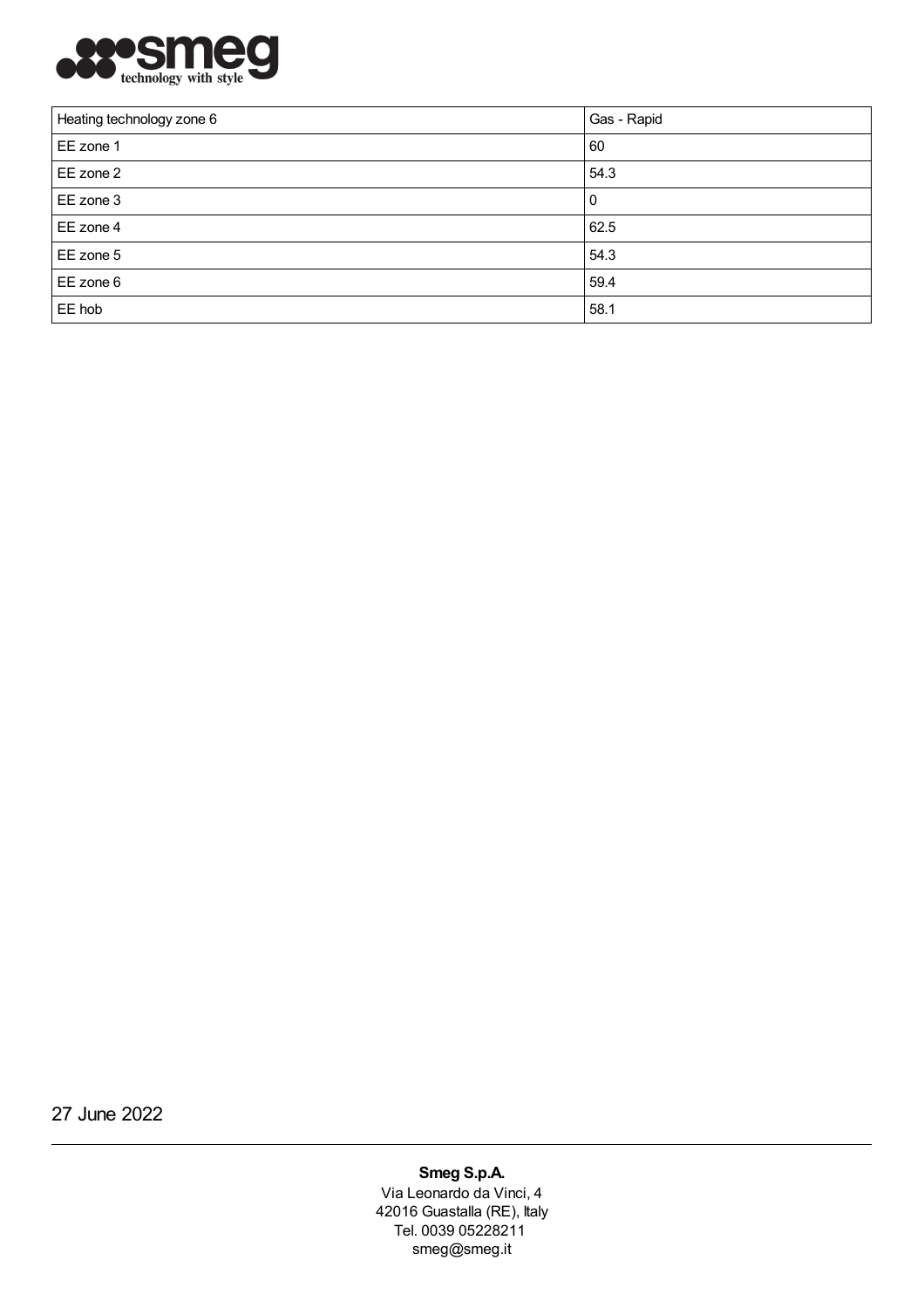| | |
|---|---|
| Heating technology zone 6 | Gas - Rapid |
| EE zone 1 | 60 |
| EE zone 2 | 54.3 |
| EE zone 3 | 0 |
| EE zone 4 | 62.5 |
| EE zone 5 | 54.3 |
| EE zone 6 | 59.4 |
| EE hob | 58.1 |

27 June 2022

**Smeg S.p.A.**
Via Leonardo da Vinci, 4
42016 Guastalla (RE), Italy
Tel. 0039 05228211
smeg@smeg.it